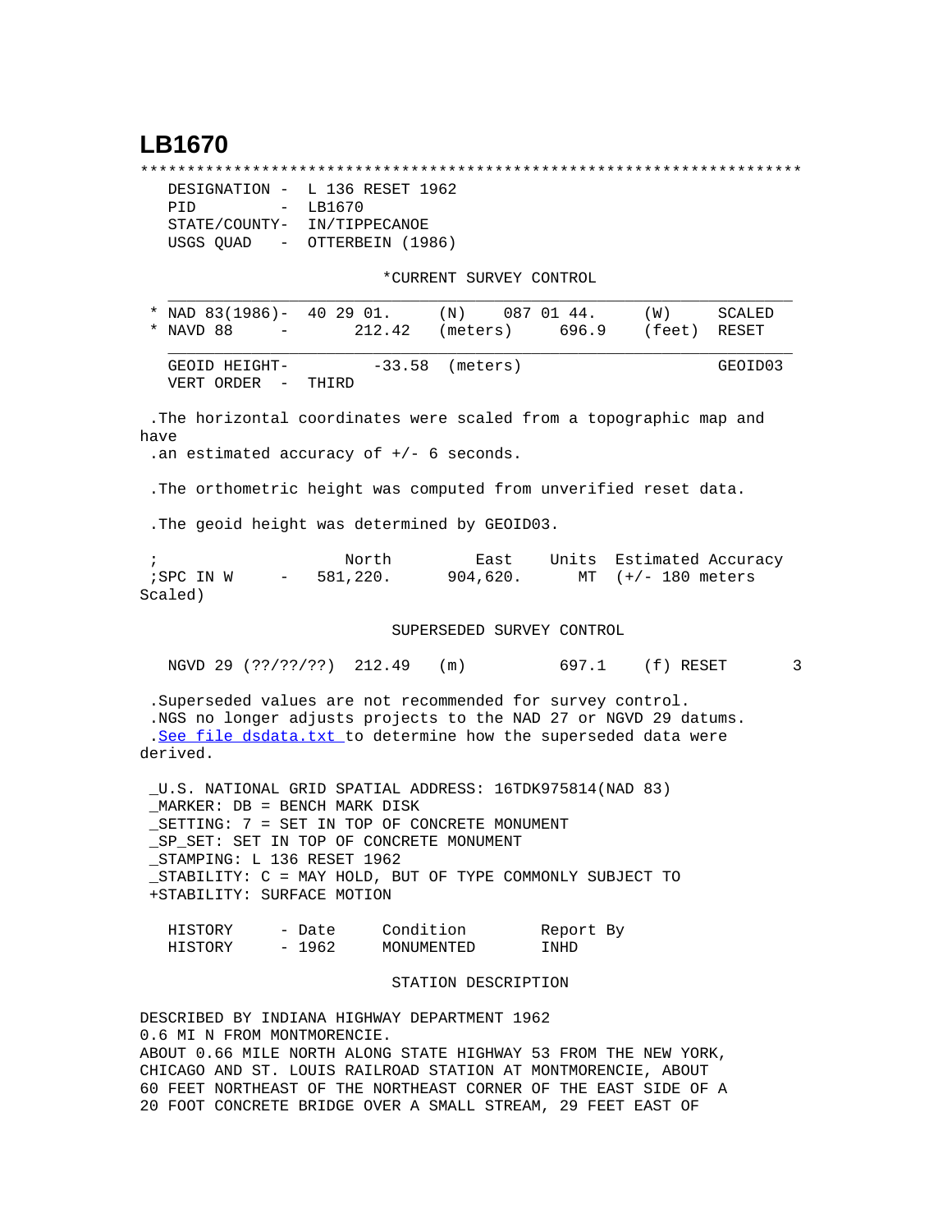# LB1670

```
*********************************************************************
  DESIGNATION -  L 136 RESET 1962
  PID         -  LB1670
  STATE/COUNTY-  IN/TIPPECANOE
  USGS QUAD   -  OTTERBEIN (1986)

                          *CURRENT SURVEY CONTROL
  ___________________________________________________________________
* NAD 83(1986)-  40 29 01.     (N)    087 01 44.     (W)     SCALED
* NAVD 88     -       212.42   (meters)     696.9    (feet)  RESET
  ___________________________________________________________________
  GEOID HEIGHT-        -33.58  (meters)                      GEOID03
  VERT ORDER  -  THIRD

 .The horizontal coordinates were scaled from a topographic map and
have
 .an estimated accuracy of +/- 6 seconds.

 .The orthometric height was computed from unverified reset data.

 .The geoid height was determined by GEOID03.

 ;                   North        East     Units  Estimated Accuracy
 ;SPC IN W     -  581,220.      904,620.     MT  (+/- 180 meters
Scaled)

                          SUPERSEDED SURVEY CONTROL

  NGVD 29 (??/??/??)  212.49   (m)          697.1    (f) RESET        3

 .Superseded values are not recommended for survey control.
 .NGS no longer adjusts projects to the NAD 27 or NGVD 29 datums.
 .See file dsdata.txt to determine how the superseded data were
derived.

 _U.S. NATIONAL GRID SPATIAL ADDRESS: 16TDK975814(NAD 83)
 _MARKER: DB = BENCH MARK DISK
 _SETTING: 7 = SET IN TOP OF CONCRETE MONUMENT
 _SP_SET: SET IN TOP OF CONCRETE MONUMENT
 _STAMPING: L 136 RESET 1962
 _STABILITY: C = MAY HOLD, BUT OF TYPE COMMONLY SUBJECT TO
 +STABILITY: SURFACE MOTION

  HISTORY     - Date      Condition        Report By
  HISTORY     - 1962      MONUMENTED       INHD

                          STATION DESCRIPTION

DESCRIBED BY INDIANA HIGHWAY DEPARTMENT 1962
0.6 MI N FROM MONTMORENCIE.
ABOUT 0.66 MILE NORTH ALONG STATE HIGHWAY 53 FROM THE NEW YORK,
CHICAGO AND ST. LOUIS RAILROAD STATION AT MONTMORENCIE, ABOUT
60 FEET NORTHEAST OF THE NORTHEAST CORNER OF THE EAST SIDE OF A
20 FOOT CONCRETE BRIDGE OVER A SMALL STREAM, 29 FEET EAST OF
```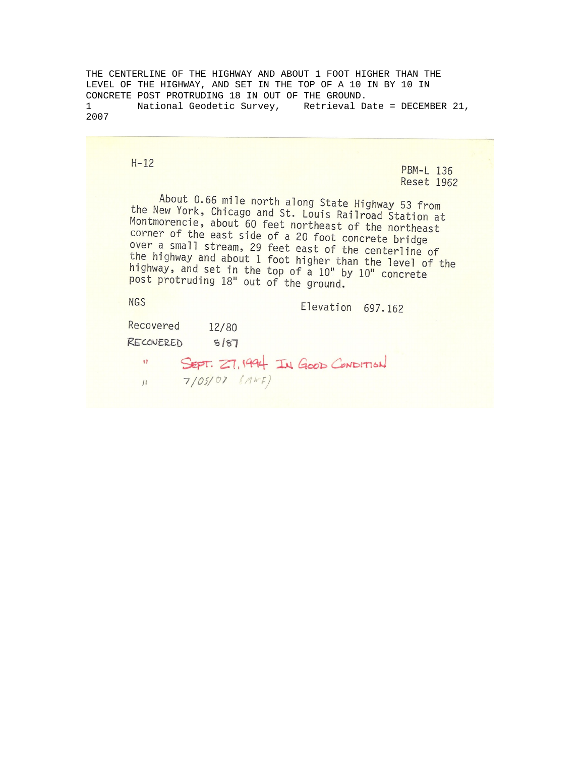THE CENTERLINE OF THE HIGHWAY AND ABOUT 1 FOOT HIGHER THAN THE LEVEL OF THE HIGHWAY, AND SET IN THE TOP OF A 10 IN BY 10 IN CONCRETE POST PROTRUDING 18 IN OUT OF THE GROUND.

1 National Geodetic Survey, Retrieval Date = DECEMBER 21, 2007

---

H-12

PBM-L 136
Reset 1962

About 0.66 mile north along State Highway 53 from the New York, Chicago and St. Louis Railroad Station at Montmorencie, about 60 feet northeast of the northeast corner of the east side of a 20 foot concrete bridge over a small stream, 29 feet east of the centerline of the highway and about 1 foot higher than the level of the highway, and set in the top of a 10" by 10" concrete post protruding 18" out of the ground.

NGS

Elevation 697.162

Recovered 12/80

RECOVERED 8/87

" SEPT. 27, 1994 IN GOOD CONDITION

" 7/05/07 (MWF)